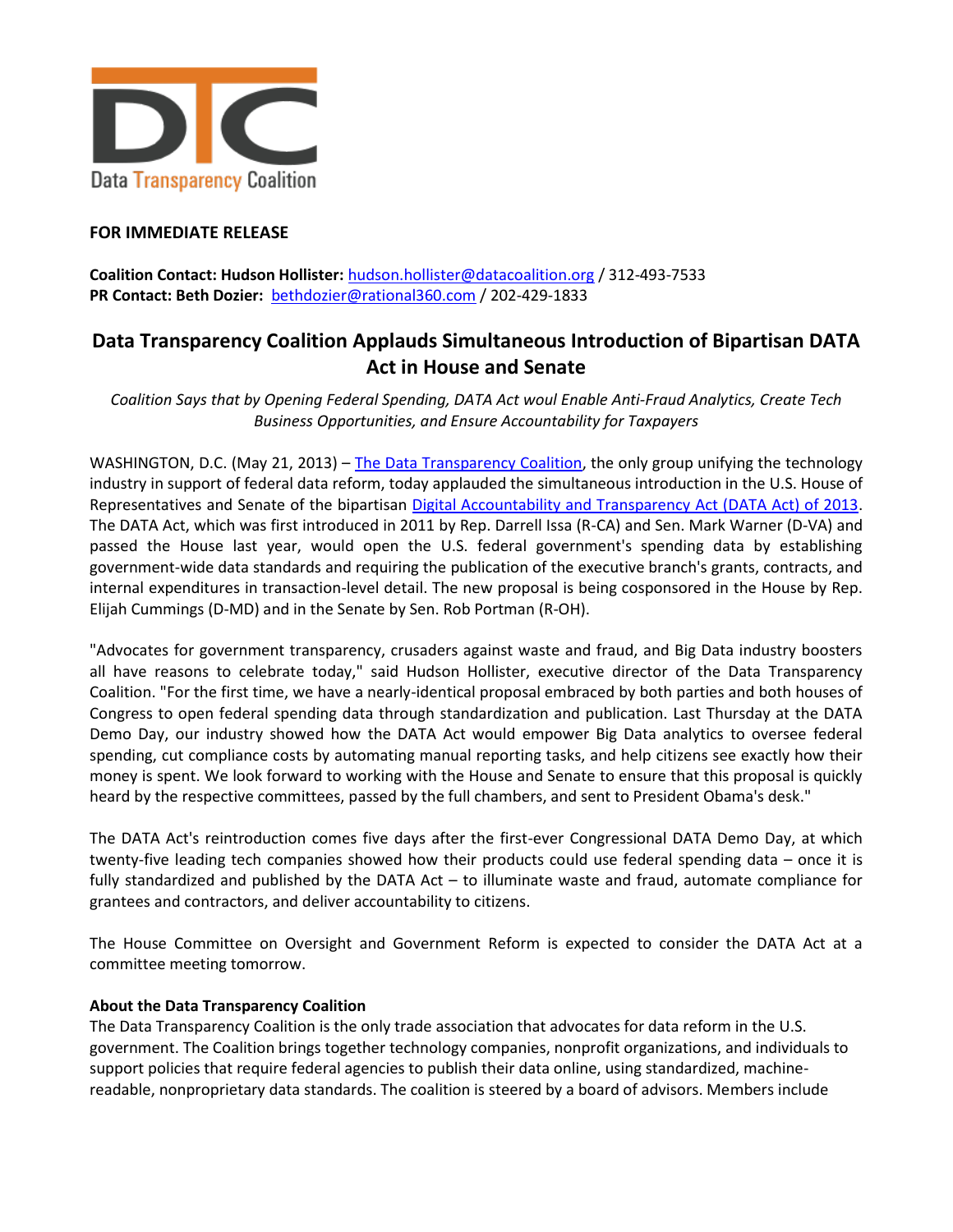DTC

Data Transparency Coalition

**FOR IMMEDIATE RELEASE**

**Coalition Contact: Hudson Hollister:** hudson.hollister@datacoalition.org / 312-493-7533
**PR Contact: Beth Dozier:** bethdozier@rational360.com / 202-429-1833

## Data Transparency Coalition Applauds Simultaneous Introduction of Bipartisan DATA Act in House and Senate

*Coalition Says that by Opening Federal Spending, DATA Act woul Enable Anti-Fraud Analytics, Create Tech Business Opportunities, and Ensure Accountability for Taxpayers*

WASHINGTON, D.C. (May 21, 2013) – The Data Transparency Coalition, the only group unifying the technology industry in support of federal data reform, today applauded the simultaneous introduction in the U.S. House of Representatives and Senate of the bipartisan Digital Accountability and Transparency Act (DATA Act) of 2013. The DATA Act, which was first introduced in 2011 by Rep. Darrell Issa (R-CA) and Sen. Mark Warner (D-VA) and passed the House last year, would open the U.S. federal government's spending data by establishing government-wide data standards and requiring the publication of the executive branch's grants, contracts, and internal expenditures in transaction-level detail. The new proposal is being cosponsored in the House by Rep. Elijah Cummings (D-MD) and in the Senate by Sen. Rob Portman (R-OH).

"Advocates for government transparency, crusaders against waste and fraud, and Big Data industry boosters all have reasons to celebrate today," said Hudson Hollister, executive director of the Data Transparency Coalition. "For the first time, we have a nearly-identical proposal embraced by both parties and both houses of Congress to open federal spending data through standardization and publication. Last Thursday at the DATA Demo Day, our industry showed how the DATA Act would empower Big Data analytics to oversee federal spending, cut compliance costs by automating manual reporting tasks, and help citizens see exactly how their money is spent. We look forward to working with the House and Senate to ensure that this proposal is quickly heard by the respective committees, passed by the full chambers, and sent to President Obama's desk."

The DATA Act's reintroduction comes five days after the first-ever Congressional DATA Demo Day, at which twenty-five leading tech companies showed how their products could use federal spending data – once it is fully standardized and published by the DATA Act – to illuminate waste and fraud, automate compliance for grantees and contractors, and deliver accountability to citizens.

The House Committee on Oversight and Government Reform is expected to consider the DATA Act at a committee meeting tomorrow.

**About the Data Transparency Coalition**

The Data Transparency Coalition is the only trade association that advocates for data reform in the U.S. government. The Coalition brings together technology companies, nonprofit organizations, and individuals to support policies that require federal agencies to publish their data online, using standardized, machine-readable, nonproprietary data standards. The coalition is steered by a board of advisors. Members include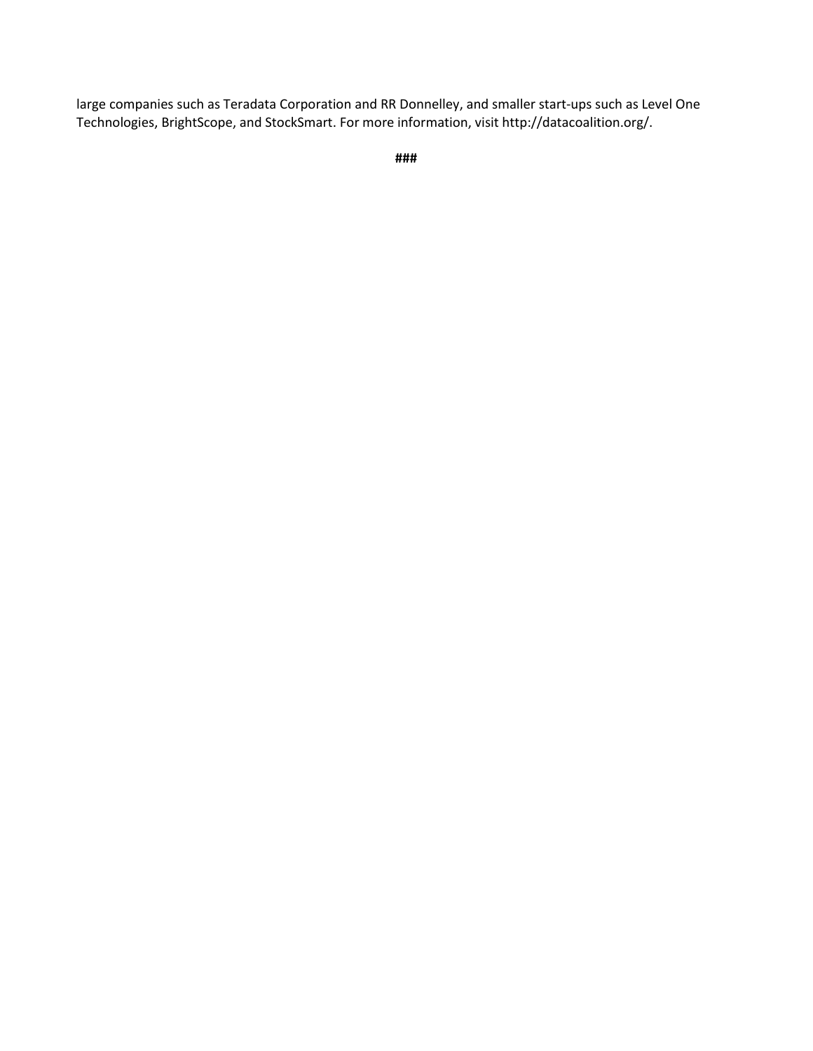large companies such as Teradata Corporation and RR Donnelley, and smaller start-ups such as Level One Technologies, BrightScope, and StockSmart. For more information, visit http://datacoalition.org/.

**###**